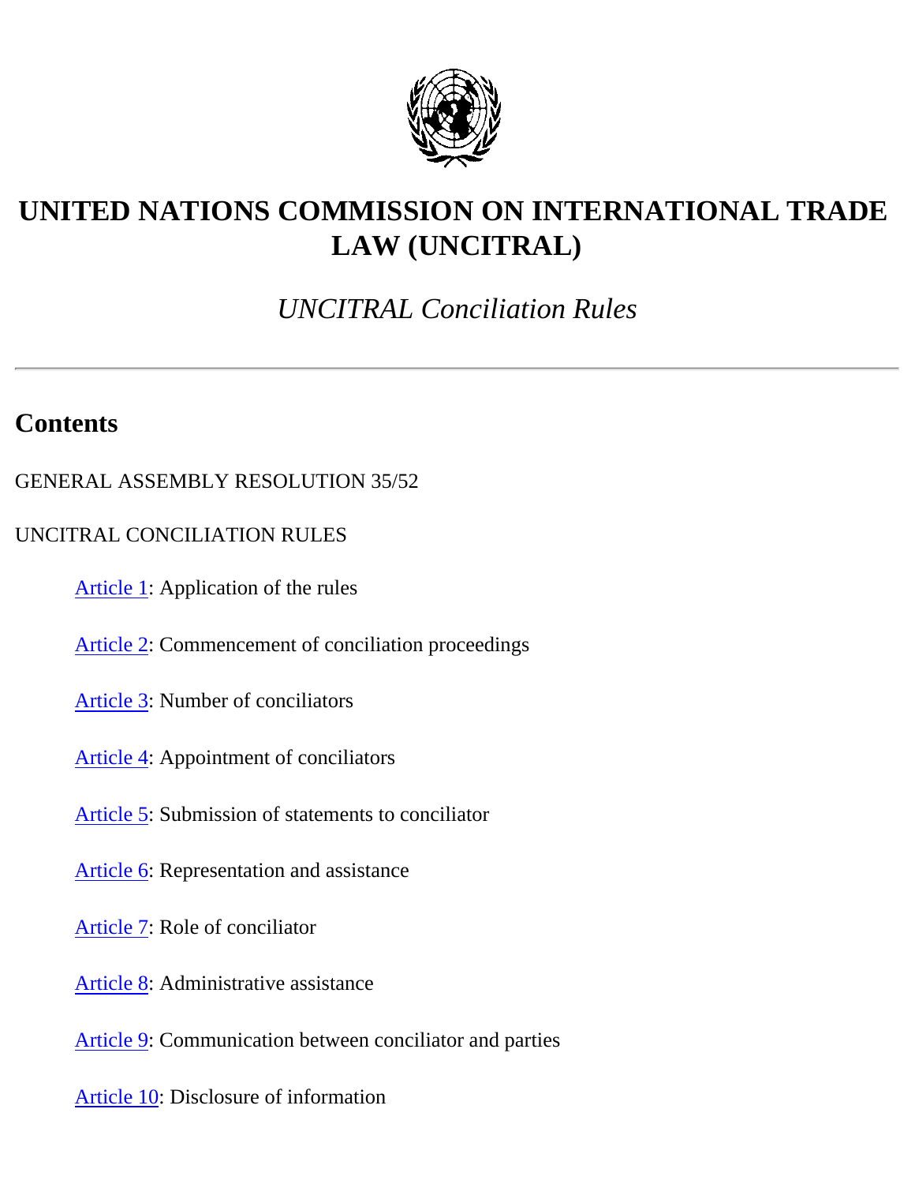# UNITED NATIONS COMMISSION ON INTERNATIONAL TRADE LAW (UNCITRAL)

*UNCITRAL Conciliation Rules*

---

## Contents

GENERAL ASSEMBLY RESOLUTION 35/52

UNCITRAL CONCILIATION RULES

- Article 1: Application of the rules
- Article 2: Commencement of conciliation proceedings
- Article 3: Number of conciliators
- Article 4: Appointment of conciliators
- Article 5: Submission of statements to conciliator
- Article 6: Representation and assistance
- Article 7: Role of conciliator
- Article 8: Administrative assistance
- Article 9: Communication between conciliator and parties
- Article 10: Disclosure of information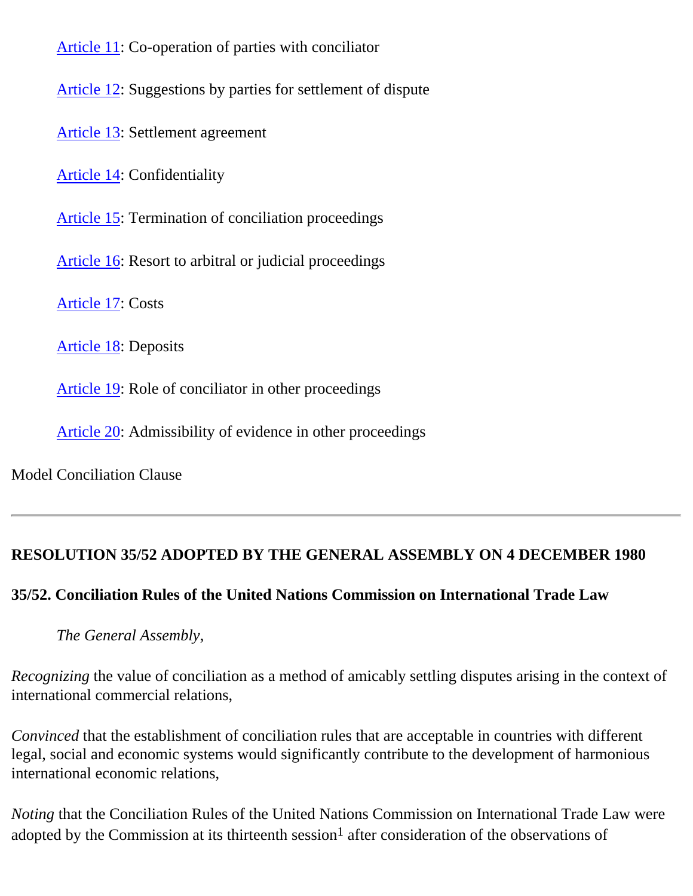Article 11: Co-operation of parties with conciliator

Article 12: Suggestions by parties for settlement of dispute

Article 13: Settlement agreement

Article 14: Confidentiality

Article 15: Termination of conciliation proceedings

Article 16: Resort to arbitral or judicial proceedings

Article 17: Costs

Article 18: Deposits

Article 19: Role of conciliator in other proceedings

Article 20: Admissibility of evidence in other proceedings

Model Conciliation Clause

---

**RESOLUTION 35/52 ADOPTED BY THE GENERAL ASSEMBLY ON 4 DECEMBER 1980**

**35/52. Conciliation Rules of the United Nations Commission on International Trade Law**

*The General Assembly*,

*Recognizing* the value of conciliation as a method of amicably settling disputes arising in the context of international commercial relations,

*Convinced* that the establishment of conciliation rules that are acceptable in countries with different legal, social and economic systems would significantly contribute to the development of harmonious international economic relations,

*Noting* that the Conciliation Rules of the United Nations Commission on International Trade Law were adopted by the Commission at its thirteenth session[1] after consideration of the observations of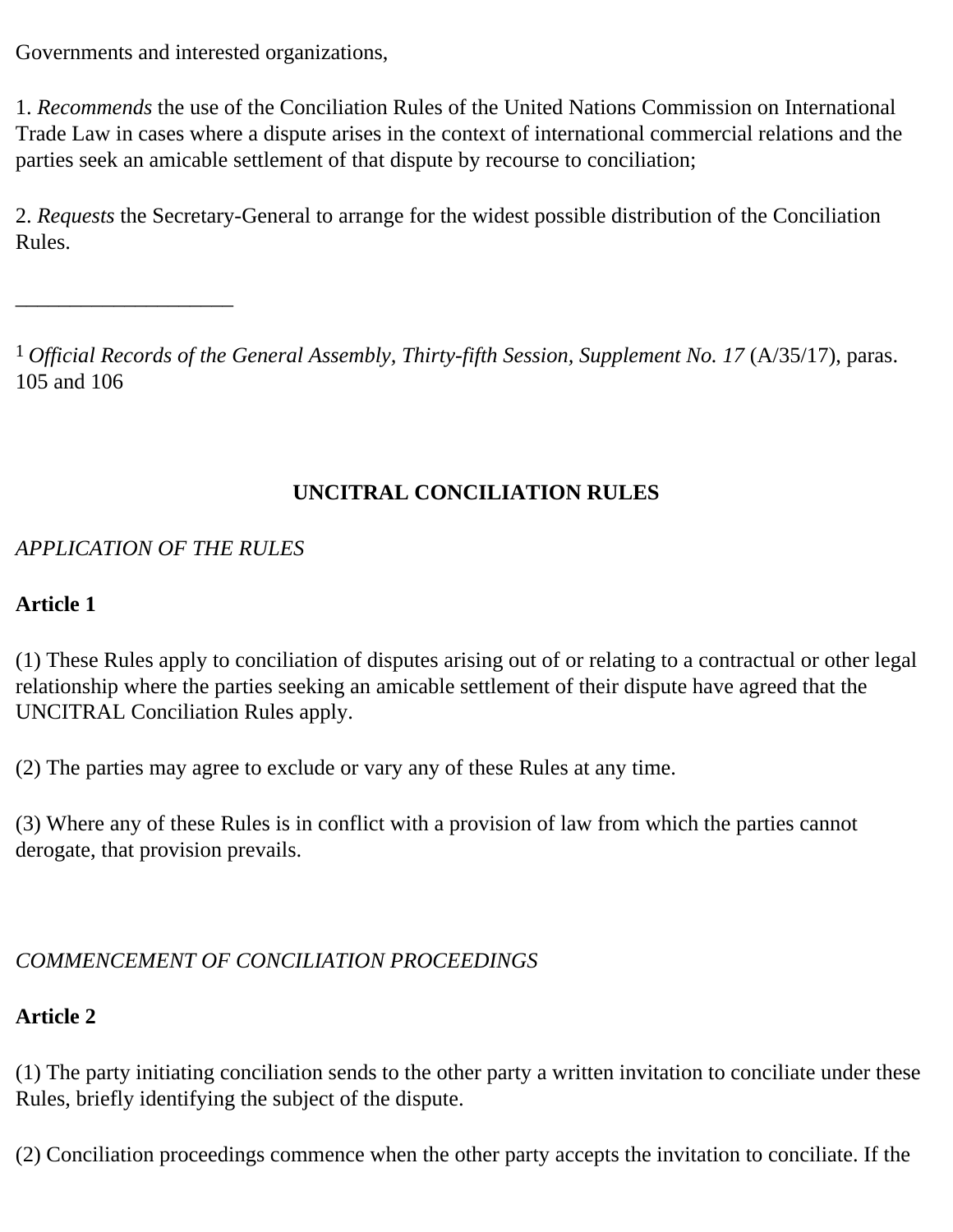Governments and interested organizations,

1. *Recommends* the use of the Conciliation Rules of the United Nations Commission on International Trade Law in cases where a dispute arises in the context of international commercial relations and the parties seek an amicable settlement of that dispute by recourse to conciliation;

2. *Requests* the Secretary-General to arrange for the widest possible distribution of the Conciliation Rules.

____________________

[1] *Official Records of the General Assembly, Thirty-fifth Session, Supplement No. 17* (A/35/17), paras. 105 and 106

## UNCITRAL CONCILIATION RULES

*APPLICATION OF THE RULES*

**Article 1**

(1) These Rules apply to conciliation of disputes arising out of or relating to a contractual or other legal relationship where the parties seeking an amicable settlement of their dispute have agreed that the UNCITRAL Conciliation Rules apply.

(2) The parties may agree to exclude or vary any of these Rules at any time.

(3) Where any of these Rules is in conflict with a provision of law from which the parties cannot derogate, that provision prevails.

*COMMENCEMENT OF CONCILIATION PROCEEDINGS*

**Article 2**

(1) The party initiating conciliation sends to the other party a written invitation to conciliate under these Rules, briefly identifying the subject of the dispute.

(2) Conciliation proceedings commence when the other party accepts the invitation to conciliate. If the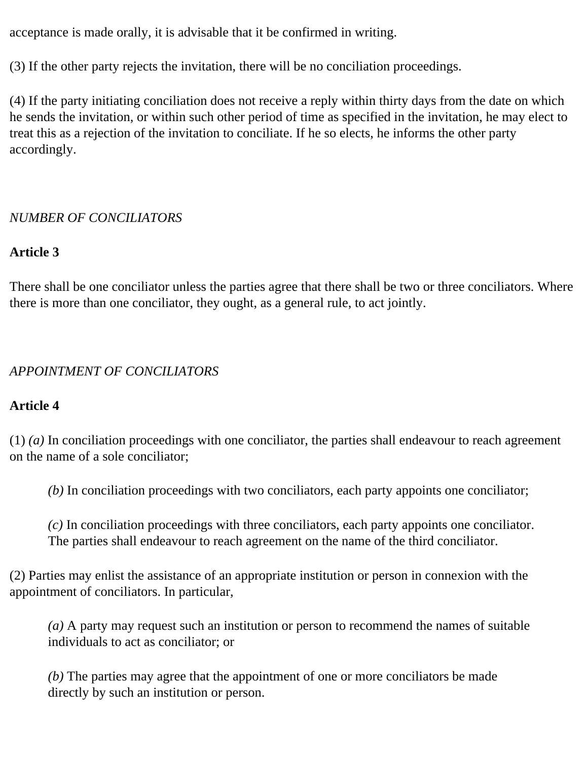acceptance is made orally, it is advisable that it be confirmed in writing.

(3) If the other party rejects the invitation, there will be no conciliation proceedings.

(4) If the party initiating conciliation does not receive a reply within thirty days from the date on which he sends the invitation, or within such other period of time as specified in the invitation, he may elect to treat this as a rejection of the invitation to conciliate. If he so elects, he informs the other party accordingly.

*NUMBER OF CONCILIATORS*

**Article 3**

There shall be one conciliator unless the parties agree that there shall be two or three conciliators. Where there is more than one conciliator, they ought, as a general rule, to act jointly.

*APPOINTMENT OF CONCILIATORS*

**Article 4**

(1) *(a)* In conciliation proceedings with one conciliator, the parties shall endeavour to reach agreement on the name of a sole conciliator;

> *(b)* In conciliation proceedings with two conciliators, each party appoints one conciliator;
>
> *(c)* In conciliation proceedings with three conciliators, each party appoints one conciliator. The parties shall endeavour to reach agreement on the name of the third conciliator.

(2) Parties may enlist the assistance of an appropriate institution or person in connexion with the appointment of conciliators. In particular,

> *(a)* A party may request such an institution or person to recommend the names of suitable individuals to act as conciliator; or
>
> *(b)* The parties may agree that the appointment of one or more conciliators be made directly by such an institution or person.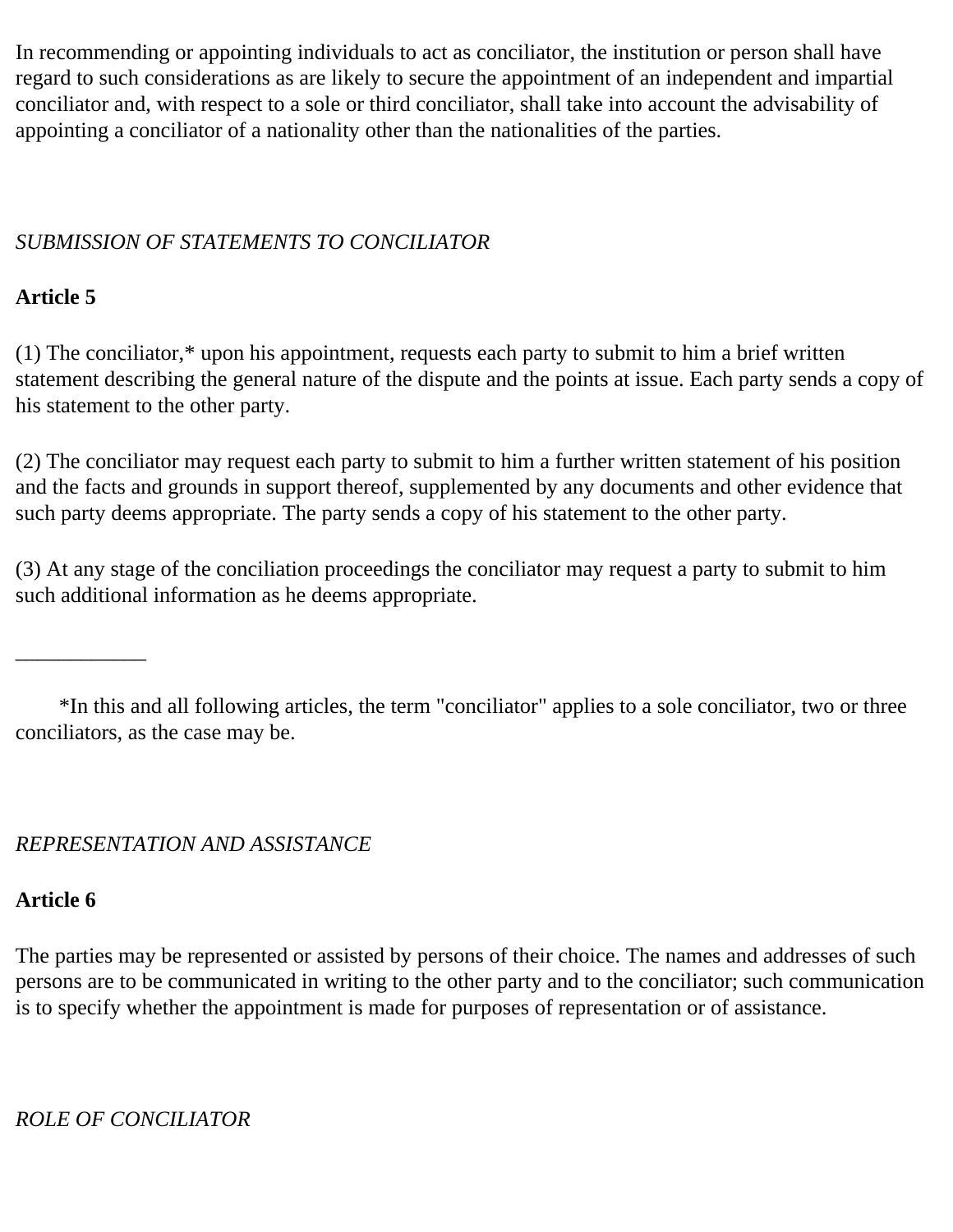In recommending or appointing individuals to act as conciliator, the institution or person shall have regard to such considerations as are likely to secure the appointment of an independent and impartial conciliator and, with respect to a sole or third conciliator, shall take into account the advisability of appointing a conciliator of a nationality other than the nationalities of the parties.

*SUBMISSION OF STATEMENTS TO CONCILIATOR*

**Article 5**

(1) The conciliator,* upon his appointment, requests each party to submit to him a brief written statement describing the general nature of the dispute and the points at issue. Each party sends a copy of his statement to the other party.

(2) The conciliator may request each party to submit to him a further written statement of his position and the facts and grounds in support thereof, supplemented by any documents and other evidence that such party deems appropriate. The party sends a copy of his statement to the other party.

(3) At any stage of the conciliation proceedings the conciliator may request a party to submit to him such additional information as he deems appropriate.

____________

*In this and all following articles, the term "conciliator" applies to a sole conciliator, two or three conciliators, as the case may be.

*REPRESENTATION AND ASSISTANCE*

**Article 6**

The parties may be represented or assisted by persons of their choice. The names and addresses of such persons are to be communicated in writing to the other party and to the conciliator; such communication is to specify whether the appointment is made for purposes of representation or of assistance.

*ROLE OF CONCILIATOR*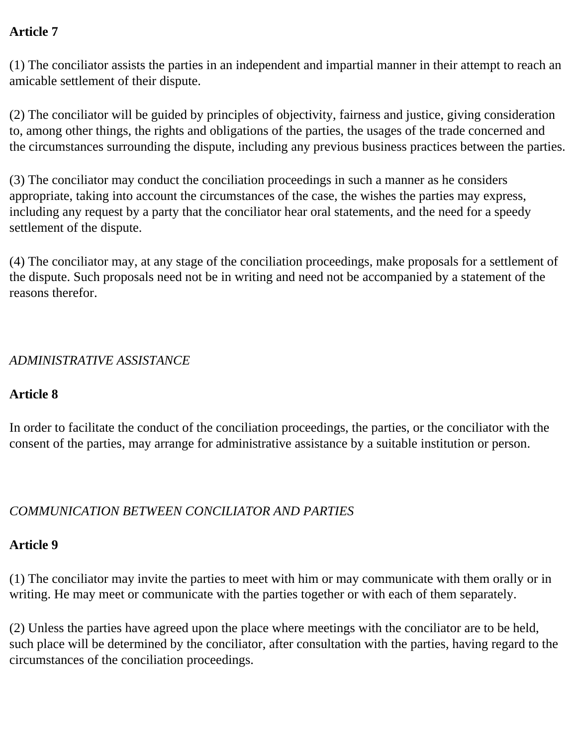**Article 7**

(1) The conciliator assists the parties in an independent and impartial manner in their attempt to reach an amicable settlement of their dispute.

(2) The conciliator will be guided by principles of objectivity, fairness and justice, giving consideration to, among other things, the rights and obligations of the parties, the usages of the trade concerned and the circumstances surrounding the dispute, including any previous business practices between the parties.

(3) The conciliator may conduct the conciliation proceedings in such a manner as he considers appropriate, taking into account the circumstances of the case, the wishes the parties may express, including any request by a party that the conciliator hear oral statements, and the need for a speedy settlement of the dispute.

(4) The conciliator may, at any stage of the conciliation proceedings, make proposals for a settlement of the dispute. Such proposals need not be in writing and need not be accompanied by a statement of the reasons therefor.

*ADMINISTRATIVE ASSISTANCE*

**Article 8**

In order to facilitate the conduct of the conciliation proceedings, the parties, or the conciliator with the consent of the parties, may arrange for administrative assistance by a suitable institution or person.

*COMMUNICATION BETWEEN CONCILIATOR AND PARTIES*

**Article 9**

(1) The conciliator may invite the parties to meet with him or may communicate with them orally or in writing. He may meet or communicate with the parties together or with each of them separately.

(2) Unless the parties have agreed upon the place where meetings with the conciliator are to be held, such place will be determined by the conciliator, after consultation with the parties, having regard to the circumstances of the conciliation proceedings.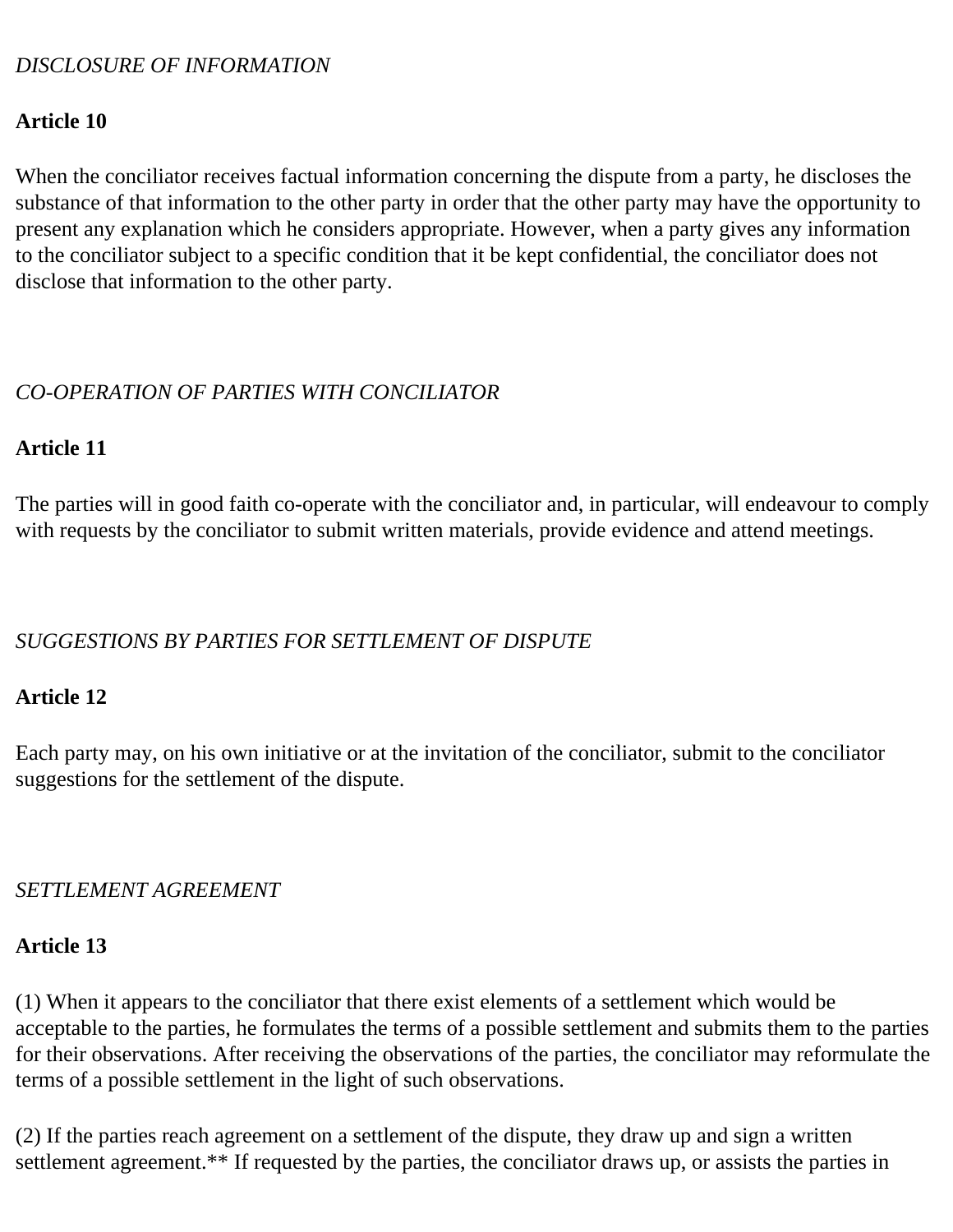*DISCLOSURE OF INFORMATION*

**Article 10**

When the conciliator receives factual information concerning the dispute from a party, he discloses the substance of that information to the other party in order that the other party may have the opportunity to present any explanation which he considers appropriate. However, when a party gives any information to the conciliator subject to a specific condition that it be kept confidential, the conciliator does not disclose that information to the other party.

*CO-OPERATION OF PARTIES WITH CONCILIATOR*

**Article 11**

The parties will in good faith co-operate with the conciliator and, in particular, will endeavour to comply with requests by the conciliator to submit written materials, provide evidence and attend meetings.

*SUGGESTIONS BY PARTIES FOR SETTLEMENT OF DISPUTE*

**Article 12**

Each party may, on his own initiative or at the invitation of the conciliator, submit to the conciliator suggestions for the settlement of the dispute.

*SETTLEMENT AGREEMENT*

**Article 13**

(1) When it appears to the conciliator that there exist elements of a settlement which would be acceptable to the parties, he formulates the terms of a possible settlement and submits them to the parties for their observations. After receiving the observations of the parties, the conciliator may reformulate the terms of a possible settlement in the light of such observations.

(2) If the parties reach agreement on a settlement of the dispute, they draw up and sign a written settlement agreement.** If requested by the parties, the conciliator draws up, or assists the parties in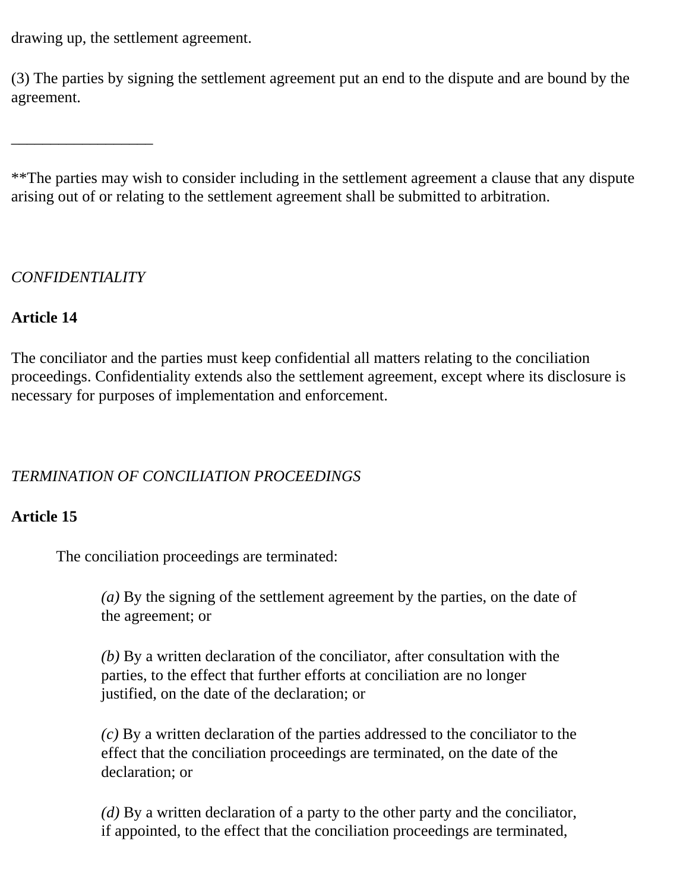drawing up, the settlement agreement.

(3) The parties by signing the settlement agreement put an end to the dispute and are bound by the agreement.

__________________

**The parties may wish to consider including in the settlement agreement a clause that any dispute arising out of or relating to the settlement agreement shall be submitted to arbitration.

*CONFIDENTIALITY*

**Article 14**

The conciliator and the parties must keep confidential all matters relating to the conciliation proceedings. Confidentiality extends also the settlement agreement, except where its disclosure is necessary for purposes of implementation and enforcement.

*TERMINATION OF CONCILIATION PROCEEDINGS*

**Article 15**

The conciliation proceedings are terminated:

*(a)* By the signing of the settlement agreement by the parties, on the date of the agreement; or

*(b)* By a written declaration of the conciliator, after consultation with the parties, to the effect that further efforts at conciliation are no longer justified, on the date of the declaration; or

*(c)* By a written declaration of the parties addressed to the conciliator to the effect that the conciliation proceedings are terminated, on the date of the declaration; or

*(d)* By a written declaration of a party to the other party and the conciliator, if appointed, to the effect that the conciliation proceedings are terminated,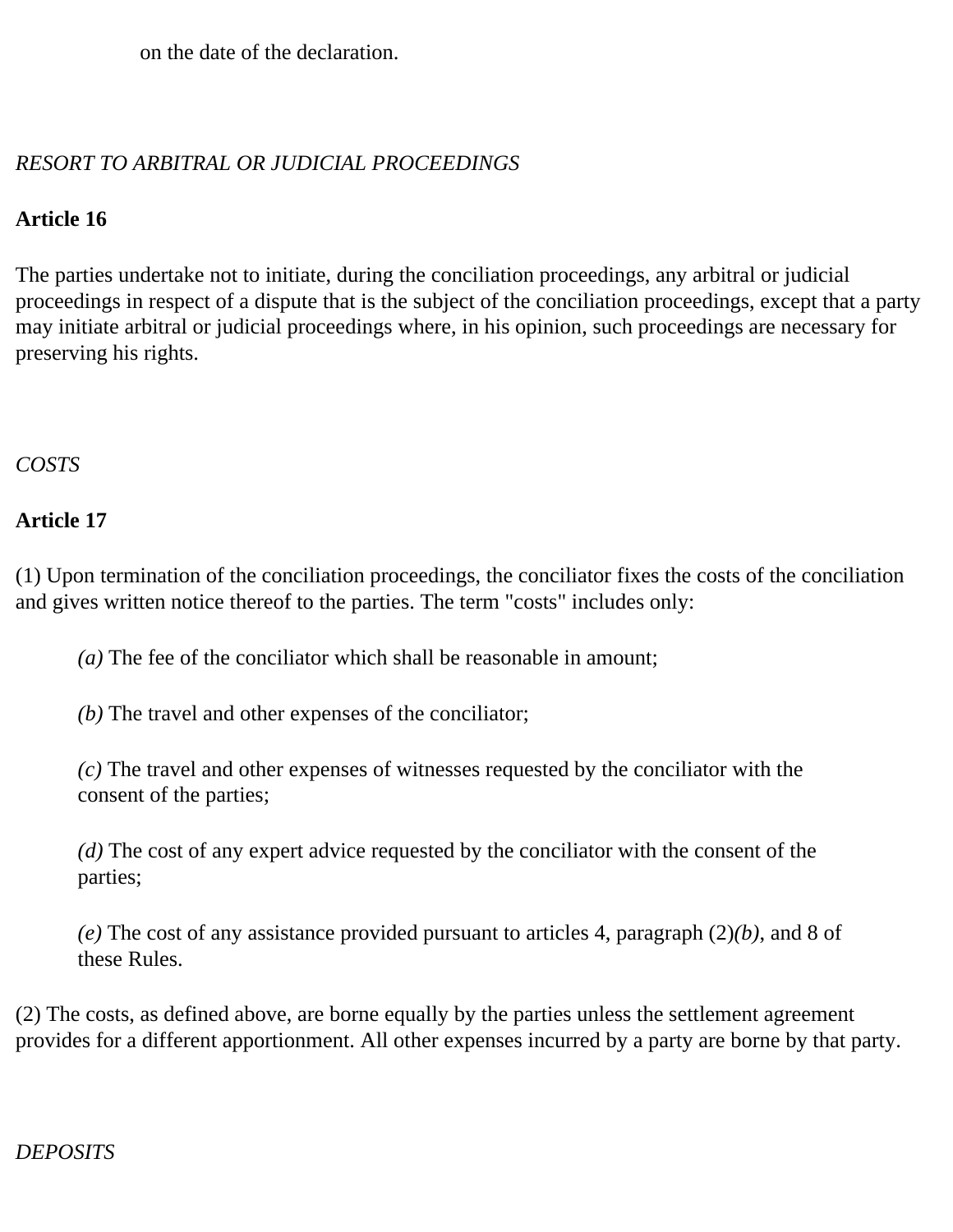on the date of the declaration.

*RESORT TO ARBITRAL OR JUDICIAL PROCEEDINGS*

**Article 16**

The parties undertake not to initiate, during the conciliation proceedings, any arbitral or judicial proceedings in respect of a dispute that is the subject of the conciliation proceedings, except that a party may initiate arbitral or judicial proceedings where, in his opinion, such proceedings are necessary for preserving his rights.

*COSTS*

**Article 17**

(1) Upon termination of the conciliation proceedings, the conciliator fixes the costs of the conciliation and gives written notice thereof to the parties. The term "costs" includes only:

*(a)* The fee of the conciliator which shall be reasonable in amount;

*(b)* The travel and other expenses of the conciliator;

*(c)* The travel and other expenses of witnesses requested by the conciliator with the consent of the parties;

*(d)* The cost of any expert advice requested by the conciliator with the consent of the parties;

*(e)* The cost of any assistance provided pursuant to articles 4, paragraph (2)*(b)*, and 8 of these Rules.

(2) The costs, as defined above, are borne equally by the parties unless the settlement agreement provides for a different apportionment. All other expenses incurred by a party are borne by that party.

*DEPOSITS*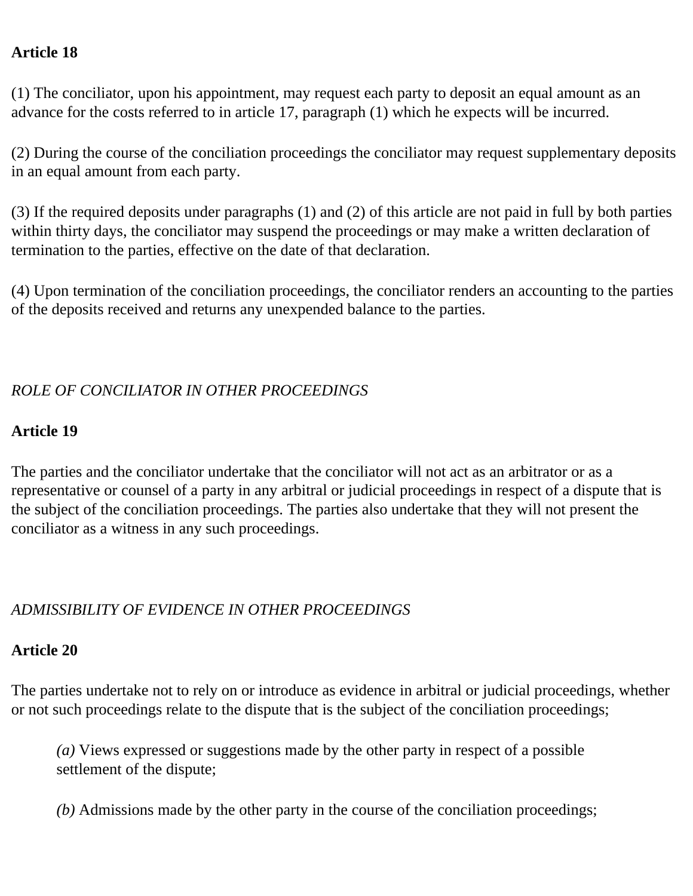**Article 18**

(1) The conciliator, upon his appointment, may request each party to deposit an equal amount as an advance for the costs referred to in article 17, paragraph (1) which he expects will be incurred.

(2) During the course of the conciliation proceedings the conciliator may request supplementary deposits in an equal amount from each party.

(3) If the required deposits under paragraphs (1) and (2) of this article are not paid in full by both parties within thirty days, the conciliator may suspend the proceedings or may make a written declaration of termination to the parties, effective on the date of that declaration.

(4) Upon termination of the conciliation proceedings, the conciliator renders an accounting to the parties of the deposits received and returns any unexpended balance to the parties.

*ROLE OF CONCILIATOR IN OTHER PROCEEDINGS*

**Article 19**

The parties and the conciliator undertake that the conciliator will not act as an arbitrator or as a representative or counsel of a party in any arbitral or judicial proceedings in respect of a dispute that is the subject of the conciliation proceedings. The parties also undertake that they will not present the conciliator as a witness in any such proceedings.

*ADMISSIBILITY OF EVIDENCE IN OTHER PROCEEDINGS*

**Article 20**

The parties undertake not to rely on or introduce as evidence in arbitral or judicial proceedings, whether or not such proceedings relate to the dispute that is the subject of the conciliation proceedings;

> *(a)* Views expressed or suggestions made by the other party in respect of a possible settlement of the dispute;
>
> *(b)* Admissions made by the other party in the course of the conciliation proceedings;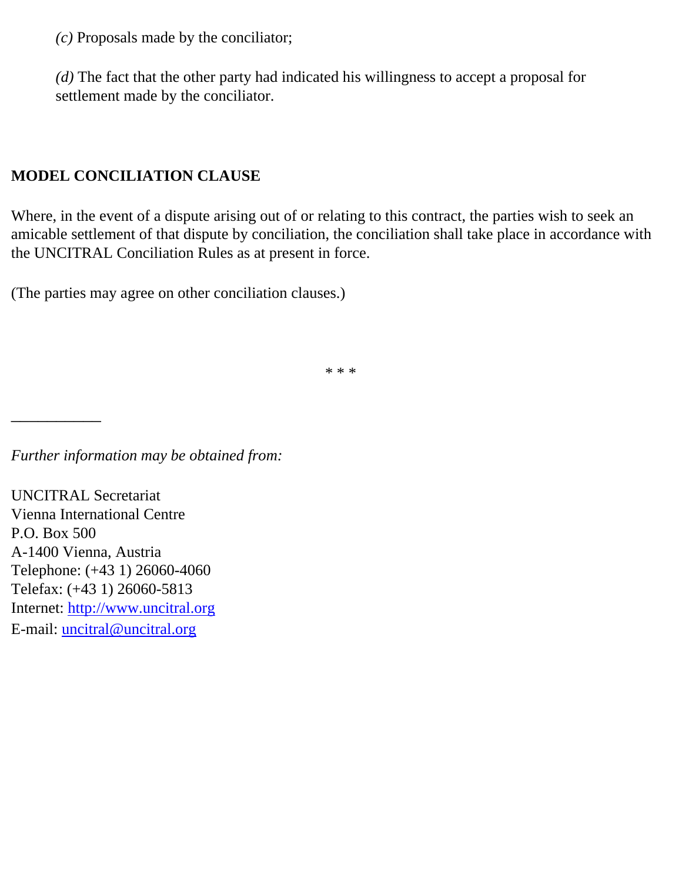*(c)* Proposals made by the conciliator;

*(d)* The fact that the other party had indicated his willingness to accept a proposal for settlement made by the conciliator.

**MODEL CONCILIATION CLAUSE**

Where, in the event of a dispute arising out of or relating to this contract, the parties wish to seek an amicable settlement of that dispute by conciliation, the conciliation shall take place in accordance with the UNCITRAL Conciliation Rules as at present in force.

(The parties may agree on other conciliation clauses.)

\* \* \*

---

*Further information may be obtained from:*

UNCITRAL Secretariat
Vienna International Centre
P.O. Box 500
A-1400 Vienna, Austria
Telephone: (+43 1) 26060-4060
Telefax: (+43 1) 26060-5813
Internet: [http://www.uncitral.org](http://www.uncitral.org)
E-mail: [uncitral@uncitral.org](mailto:uncitral@uncitral.org)